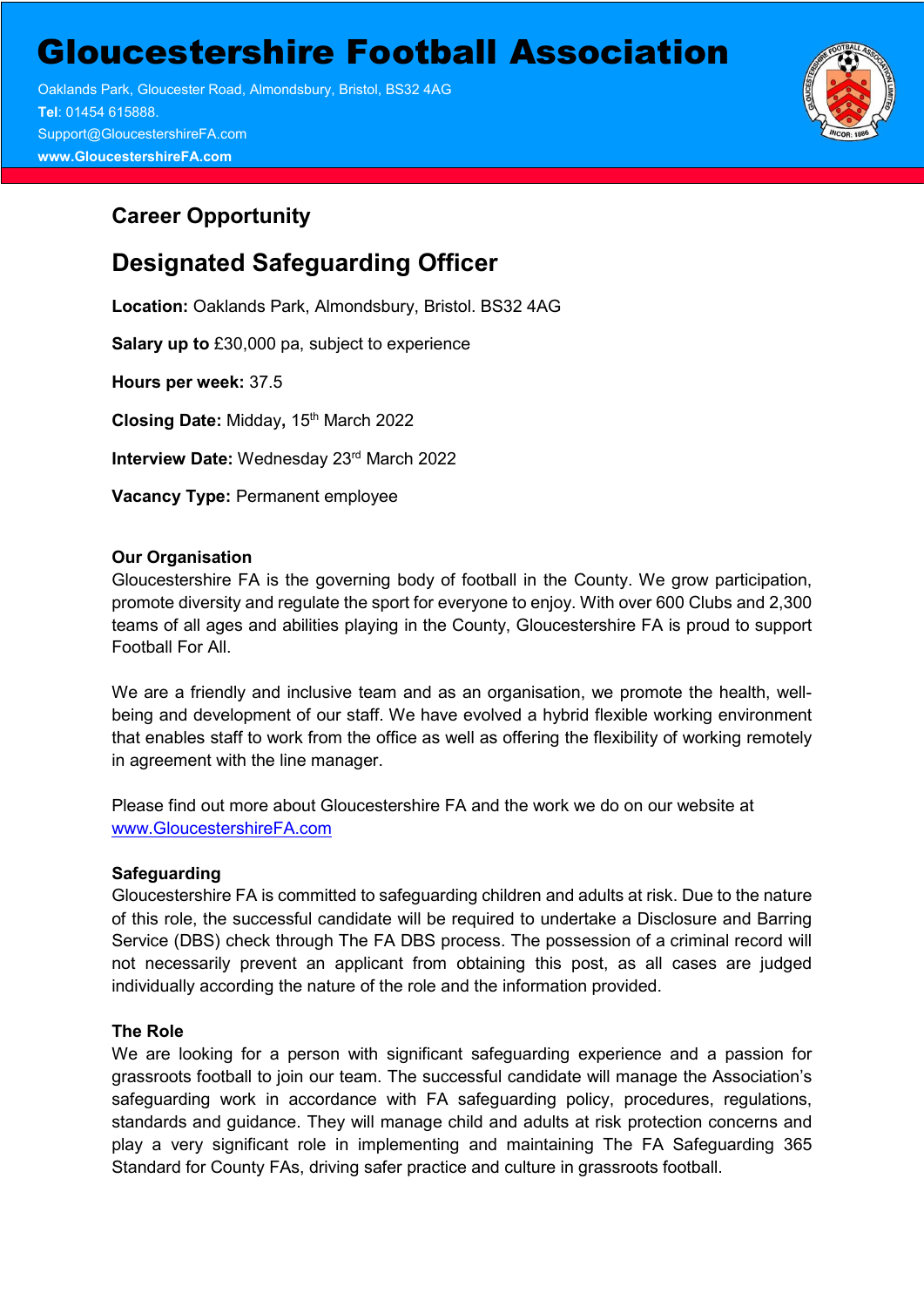# Gloucestershire Football Association

Oaklands Park, Gloucester Road, Almondsbury, Bristol, BS32 4AG
**Tel**: 01454 615888.
Support@GloucestershireFA.com
**www.GloucestershireFA.com**

## Career Opportunity

## Designated Safeguarding Officer

**Location:** Oaklands Park, Almondsbury, Bristol. BS32 4AG

**Salary up to** £30,000 pa, subject to experience

**Hours per week:** 37.5

**Closing Date:** Midday**,** 15th March 2022

**Interview Date:** Wednesday 23rd March 2022

**Vacancy Type:** Permanent employee

### Our Organisation

Gloucestershire FA is the governing body of football in the County. We grow participation, promote diversity and regulate the sport for everyone to enjoy. With over 600 Clubs and 2,300 teams of all ages and abilities playing in the County, Gloucestershire FA is proud to support Football For All.

We are a friendly and inclusive team and as an organisation, we promote the health, well-being and development of our staff. We have evolved a hybrid flexible working environment that enables staff to work from the office as well as offering the flexibility of working remotely in agreement with the line manager.

Please find out more about Gloucestershire FA and the work we do on our website at www.GloucestershireFA.com

### Safeguarding

Gloucestershire FA is committed to safeguarding children and adults at risk. Due to the nature of this role, the successful candidate will be required to undertake a Disclosure and Barring Service (DBS) check through The FA DBS process. The possession of a criminal record will not necessarily prevent an applicant from obtaining this post, as all cases are judged individually according the nature of the role and the information provided.

### The Role

We are looking for a person with significant safeguarding experience and a passion for grassroots football to join our team. The successful candidate will manage the Association's safeguarding work in accordance with FA safeguarding policy, procedures, regulations, standards and guidance. They will manage child and adults at risk protection concerns and play a very significant role in implementing and maintaining The FA Safeguarding 365 Standard for County FAs, driving safer practice and culture in grassroots football.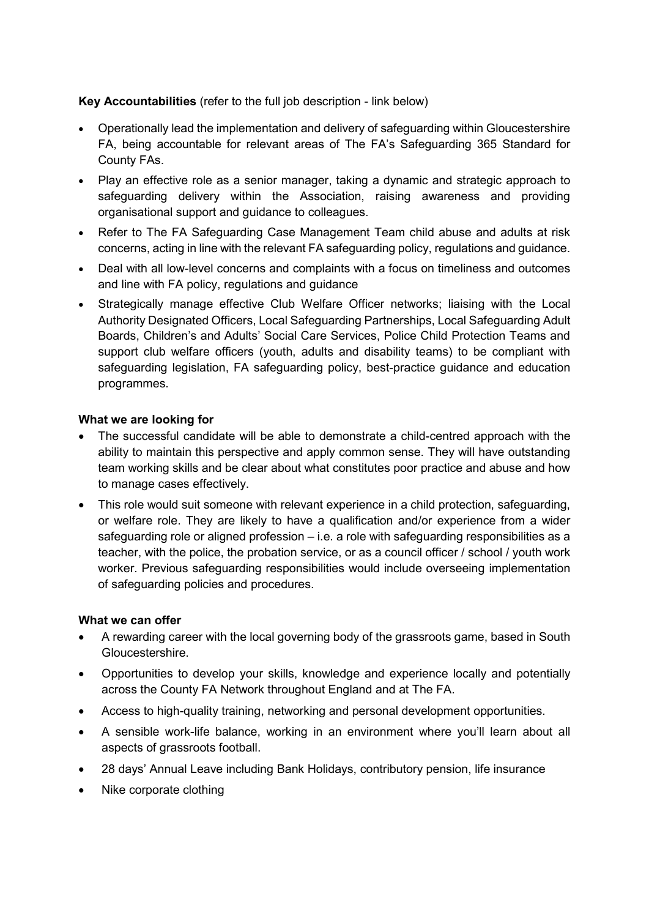**Key Accountabilities** (refer to the full job description - link below)

- Operationally lead the implementation and delivery of safeguarding within Gloucestershire FA, being accountable for relevant areas of The FA's Safeguarding 365 Standard for County FAs.
- Play an effective role as a senior manager, taking a dynamic and strategic approach to safeguarding delivery within the Association, raising awareness and providing organisational support and guidance to colleagues.
- Refer to The FA Safeguarding Case Management Team child abuse and adults at risk concerns, acting in line with the relevant FA safeguarding policy, regulations and guidance.
- Deal with all low-level concerns and complaints with a focus on timeliness and outcomes and line with FA policy, regulations and guidance
- Strategically manage effective Club Welfare Officer networks; liaising with the Local Authority Designated Officers, Local Safeguarding Partnerships, Local Safeguarding Adult Boards, Children's and Adults' Social Care Services, Police Child Protection Teams and support club welfare officers (youth, adults and disability teams) to be compliant with safeguarding legislation, FA safeguarding policy, best-practice guidance and education programmes.

**What we are looking for**

- The successful candidate will be able to demonstrate a child-centred approach with the ability to maintain this perspective and apply common sense. They will have outstanding team working skills and be clear about what constitutes poor practice and abuse and how to manage cases effectively.
- This role would suit someone with relevant experience in a child protection, safeguarding, or welfare role. They are likely to have a qualification and/or experience from a wider safeguarding role or aligned profession – i.e. a role with safeguarding responsibilities as a teacher, with the police, the probation service, or as a council officer / school / youth work worker. Previous safeguarding responsibilities would include overseeing implementation of safeguarding policies and procedures.

**What we can offer**

- A rewarding career with the local governing body of the grassroots game, based in South Gloucestershire.
- Opportunities to develop your skills, knowledge and experience locally and potentially across the County FA Network throughout England and at The FA.
- Access to high-quality training, networking and personal development opportunities.
- A sensible work-life balance, working in an environment where you'll learn about all aspects of grassroots football.
- 28 days' Annual Leave including Bank Holidays, contributory pension, life insurance
- Nike corporate clothing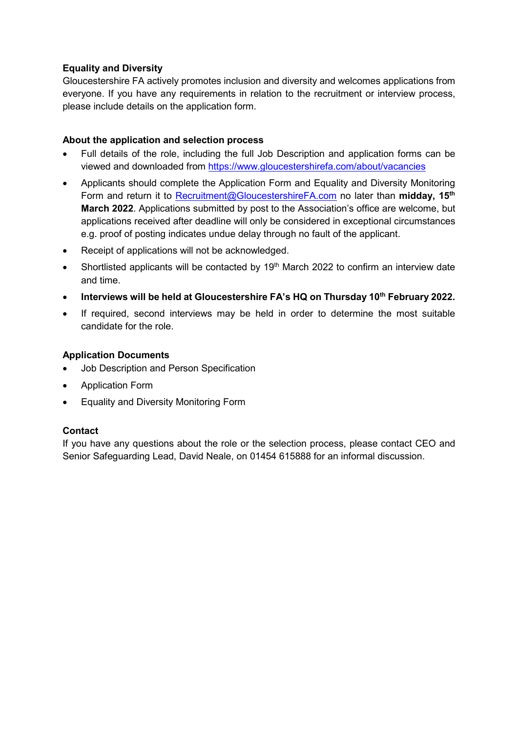**Equality and Diversity**

Gloucestershire FA actively promotes inclusion and diversity and welcomes applications from everyone. If you have any requirements in relation to the recruitment or interview process, please include details on the application form.

**About the application and selection process**

- Full details of the role, including the full Job Description and application forms can be viewed and downloaded from https://www.gloucestershirefa.com/about/vacancies
- Applicants should complete the Application Form and Equality and Diversity Monitoring Form and return it to Recruitment@GloucestershireFA.com no later than **midday, 15th March 2022**. Applications submitted by post to the Association's office are welcome, but applications received after deadline will only be considered in exceptional circumstances e.g. proof of posting indicates undue delay through no fault of the applicant.
- Receipt of applications will not be acknowledged.
- Shortlisted applicants will be contacted by 19th March 2022 to confirm an interview date and time.
- **Interviews will be held at Gloucestershire FA's HQ on Thursday 10th February 2022.**
- If required, second interviews may be held in order to determine the most suitable candidate for the role.

**Application Documents**

- Job Description and Person Specification
- Application Form
- Equality and Diversity Monitoring Form

**Contact**

If you have any questions about the role or the selection process, please contact CEO and Senior Safeguarding Lead, David Neale, on 01454 615888 for an informal discussion.